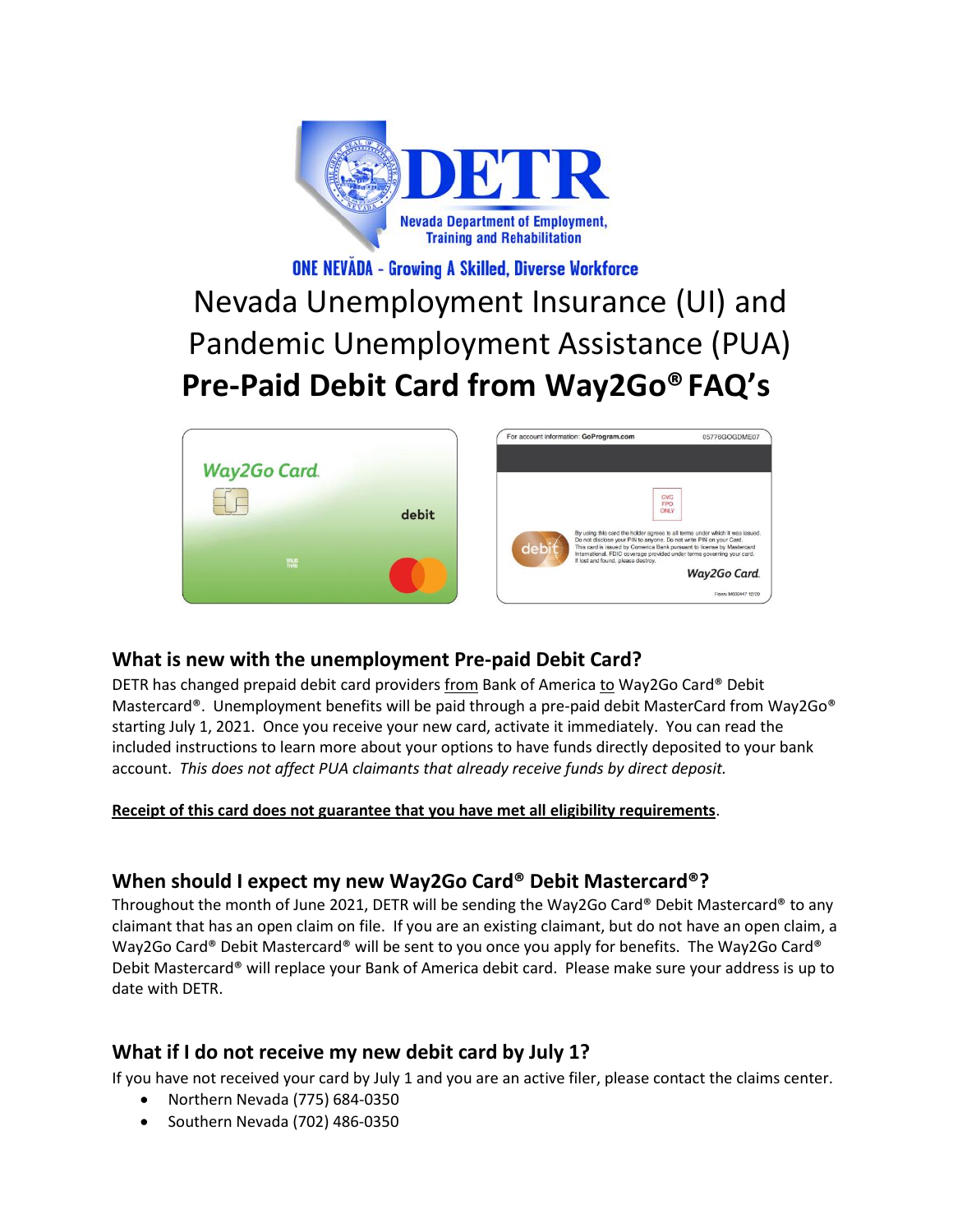DETR

Nevada Department of Employment, Training and Rehabilitation

ONE NEVĂDA - Growing A Skilled, Diverse Workforce

# Nevada Unemployment Insurance (UI) and Pandemic Unemployment Assistance (PUA) **Pre-Paid Debit Card from Way2Go® FAQ's**

## What is new with the unemployment Pre-paid Debit Card?

DETR has changed prepaid debit card providers from Bank of America to Way2Go Card® Debit Mastercard®. Unemployment benefits will be paid through a pre-paid debit MasterCard from Way2Go® starting July 1, 2021. Once you receive your new card, activate it immediately. You can read the included instructions to learn more about your options to have funds directly deposited to your bank account. *This does not affect PUA claimants that already receive funds by direct deposit.*

**Receipt of this card does not guarantee that you have met all eligibility requirements**.

## When should I expect my new Way2Go Card® Debit Mastercard®?

Throughout the month of June 2021, DETR will be sending the Way2Go Card® Debit Mastercard® to any claimant that has an open claim on file. If you are an existing claimant, but do not have an open claim, a Way2Go Card® Debit Mastercard® will be sent to you once you apply for benefits. The Way2Go Card® Debit Mastercard® will replace your Bank of America debit card. Please make sure your address is up to date with DETR.

## What if I do not receive my new debit card by July 1?

If you have not received your card by July 1 and you are an active filer, please contact the claims center.

- Northern Nevada (775) 684-0350
- Southern Nevada (702) 486-0350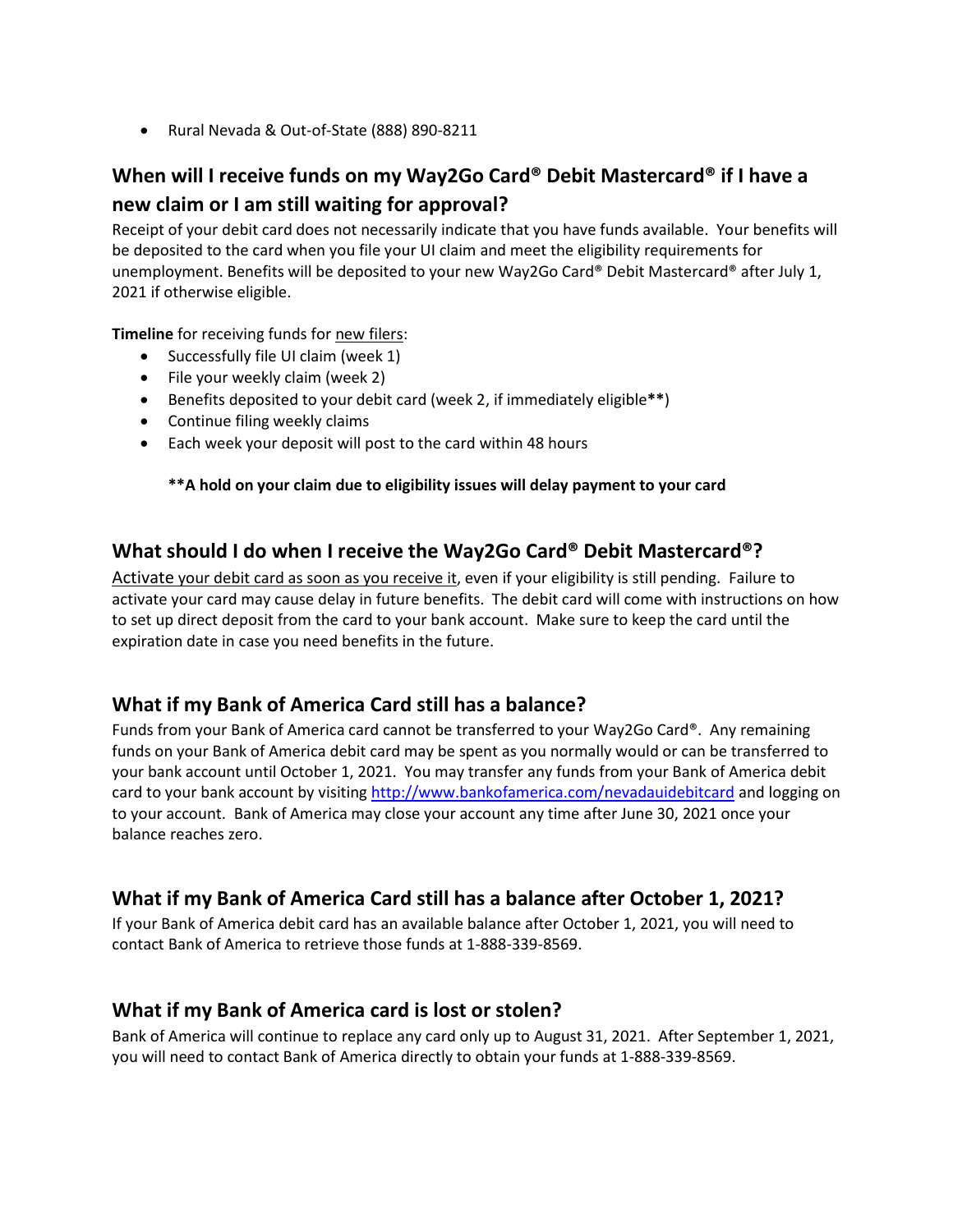- Rural Nevada & Out-of-State (888) 890-8211

## When will I receive funds on my Way2Go Card® Debit Mastercard® if I have a new claim or I am still waiting for approval?

Receipt of your debit card does not necessarily indicate that you have funds available. Your benefits will be deposited to the card when you file your UI claim and meet the eligibility requirements for unemployment. Benefits will be deposited to your new Way2Go Card® Debit Mastercard® after July 1, 2021 if otherwise eligible.

**Timeline** for receiving funds for new filers:

- Successfully file UI claim (week 1)
- File your weekly claim (week 2)
- Benefits deposited to your debit card (week 2, if immediately eligible**)
- Continue filing weekly claims
- Each week your deposit will post to the card within 48 hours

**\*\*A hold on your claim due to eligibility issues will delay payment to your card**

## What should I do when I receive the Way2Go Card® Debit Mastercard®?

Activate your debit card as soon as you receive it, even if your eligibility is still pending. Failure to activate your card may cause delay in future benefits. The debit card will come with instructions on how to set up direct deposit from the card to your bank account. Make sure to keep the card until the expiration date in case you need benefits in the future.

## What if my Bank of America Card still has a balance?

Funds from your Bank of America card cannot be transferred to your Way2Go Card®. Any remaining funds on your Bank of America debit card may be spent as you normally would or can be transferred to your bank account until October 1, 2021. You may transfer any funds from your Bank of America debit card to your bank account by visiting http://www.bankofamerica.com/nevadauidebitcard and logging on to your account. Bank of America may close your account any time after June 30, 2021 once your balance reaches zero.

## What if my Bank of America Card still has a balance after October 1, 2021?

If your Bank of America debit card has an available balance after October 1, 2021, you will need to contact Bank of America to retrieve those funds at 1-888-339-8569.

## What if my Bank of America card is lost or stolen?

Bank of America will continue to replace any card only up to August 31, 2021. After September 1, 2021, you will need to contact Bank of America directly to obtain your funds at 1-888-339-8569.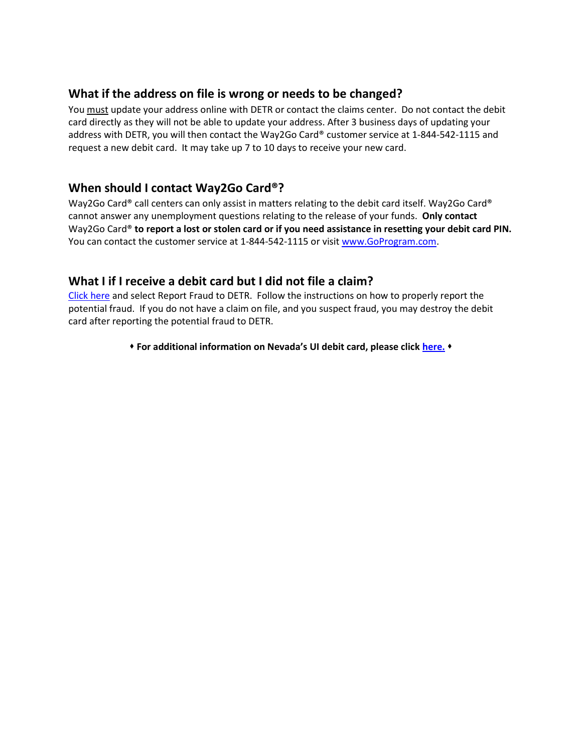## What if the address on file is wrong or needs to be changed?

You must update your address online with DETR or contact the claims center. Do not contact the debit card directly as they will not be able to update your address. After 3 business days of updating your address with DETR, you will then contact the Way2Go Card® customer service at 1-844-542-1115 and request a new debit card. It may take up 7 to 10 days to receive your new card.

## When should I contact Way2Go Card®?

Way2Go Card® call centers can only assist in matters relating to the debit card itself. Way2Go Card® cannot answer any unemployment questions relating to the release of your funds. **Only contact** Way2Go Card® **to report a lost or stolen card or if you need assistance in resetting your debit card PIN.** You can contact the customer service at 1-844-542-1115 or visit www.GoProgram.com.

## What I if I receive a debit card but I did not file a claim?

Click here and select Report Fraud to DETR. Follow the instructions on how to properly report the potential fraud. If you do not have a claim on file, and you suspect fraud, you may destroy the debit card after reporting the potential fraud to DETR.

**♦ For additional information on Nevada's UI debit card, please click here. ♦**